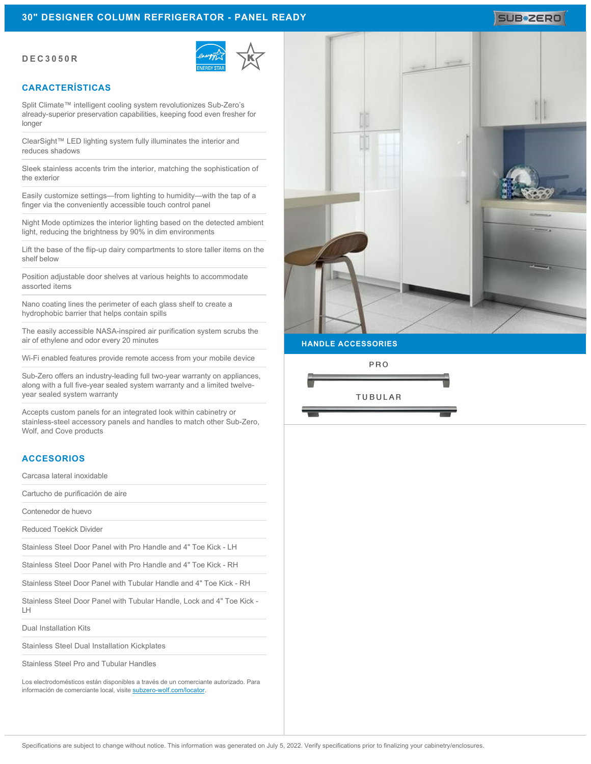# 30" DESIGNER COLUMN REFRIGERATOR - PANEL READY

**DEC3050R**

## CARACTERÍSTICAS

- Split Climate™ intelligent cooling system revolutionizes Sub-Zero's already-superior preservation capabilities, keeping food even fresher for longer
- ClearSight™ LED lighting system fully illuminates the interior and reduces shadows
- Sleek stainless accents trim the interior, matching the sophistication of the exterior
- Easily customize settings—from lighting to humidity—with the tap of a finger via the conveniently accessible touch control panel
- Night Mode optimizes the interior lighting based on the detected ambient light, reducing the brightness by 90% in dim environments
- Lift the base of the flip-up dairy compartments to store taller items on the shelf below
- Position adjustable door shelves at various heights to accommodate assorted items
- Nano coating lines the perimeter of each glass shelf to create a hydrophobic barrier that helps contain spills
- The easily accessible NASA-inspired air purification system scrubs the air of ethylene and odor every 20 minutes
- Wi-Fi enabled features provide remote access from your mobile device
- Sub-Zero offers an industry-leading full two-year warranty on appliances, along with a full five-year sealed system warranty and a limited twelve-year sealed system warranty
- Accepts custom panels for an integrated look within cabinetry or stainless-steel accessory panels and handles to match other Sub-Zero, Wolf, and Cove products

## ACCESORIOS

- Carcasa lateral inoxidable
- Cartucho de purificación de aire
- Contenedor de huevo
- Reduced Toekick Divider
- Stainless Steel Door Panel with Pro Handle and 4" Toe Kick - LH
- Stainless Steel Door Panel with Pro Handle and 4" Toe Kick - RH
- Stainless Steel Door Panel with Tubular Handle and 4" Toe Kick - RH
- Stainless Steel Door Panel with Tubular Handle, Lock and 4" Toe Kick - LH
- Dual Installation Kits
- Stainless Steel Dual Installation Kickplates
- Stainless Steel Pro and Tubular Handles

Los electrodomésticos están disponibles a través de un comerciante autorizado. Para información de comerciante local, visite subzero-wolf.com/locator.

## HANDLE ACCESSORIES

PRO

TUBULAR

Specifications are subject to change without notice. This information was generated on July 5, 2022. Verify specifications prior to finalizing your cabinetry/enclosures.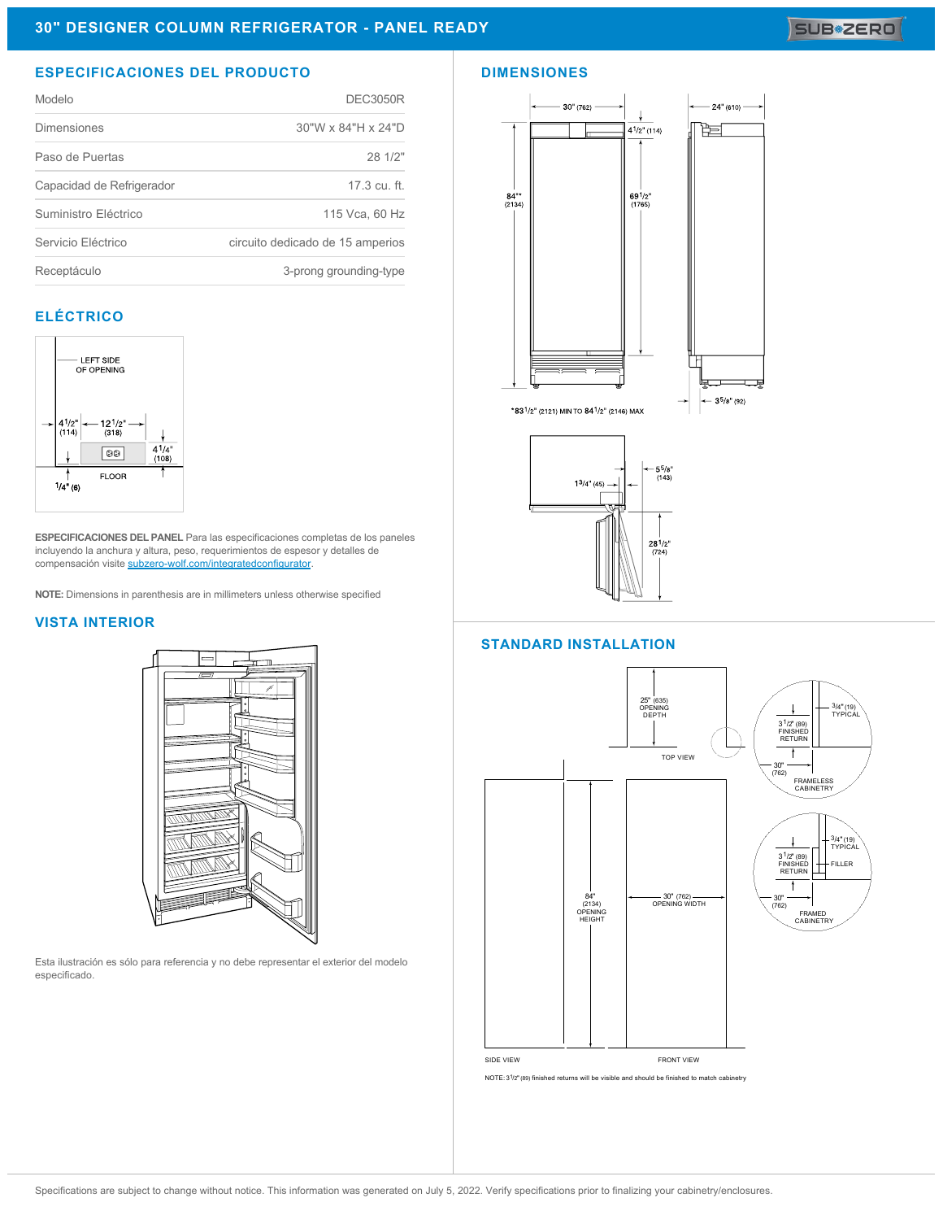# 30" DESIGNER COLUMN REFRIGERATOR - PANEL READY

## ESPECIFICACIONES DEL PRODUCTO

| | |
|---|---|
| Modelo | DEC3050R |
| Dimensiones | 30"W x 84"H x 24"D |
| Paso de Puertas | 28 1/2" |
| Capacidad de Refrigerador | 17.3 cu. ft. |
| Suministro Eléctrico | 115 Vca, 60 Hz |
| Servicio Eléctrico | circuito dedicado de 15 amperios |
| Receptáculo | 3-prong grounding-type |

## ELÉCTRICO

LEFT SIDE OF OPENING

4 1/2" (114)

12 1/2" (318)

4 1/4" (108)

FLOOR

1/4" (6)

**ESPECIFICACIONES DEL PANEL** Para las especificaciones completas de los paneles incluyendo la anchura y altura, peso, requerimientos de espesor y detalles de compensación visite subzero-wolf.com/integratedconfigurator.

**NOTE:** Dimensions in parenthesis are in millimeters unless otherwise specified

## VISTA INTERIOR

Esta ilustración es sólo para referencia y no debe representar el exterior del modelo especificado.

## DIMENSIONES

30" (762)

4 1/2" (114)

24" (610)

84"* (2134)

69 1/2" (1765)

3 5/8" (92)

*83 1/2" (2121) MIN TO 84 1/2" (2146) MAX

5 5/8" (143)

1 3/4" (45)

28 1/2" (724)

## STANDARD INSTALLATION

25" (635) OPENING DEPTH

TOP VIEW

3/4" (19) TYPICAL

3 1/2" (89) FINISHED RETURN

30" (762)

FRAMELESS CABINETRY

3/4" (19) TYPICAL

3 1/2" (89) FINISHED RETURN

FILLER

30" (762)

FRAMED CABINETRY

84" (2134) OPENING HEIGHT

30" (762) OPENING WIDTH

SIDE VIEW

FRONT VIEW

NOTE: 3 1/2" (89) finished returns will be visible and should be finished to match cabinetry

Specifications are subject to change without notice. This information was generated on July 5, 2022. Verify specifications prior to finalizing your cabinetry/enclosures.